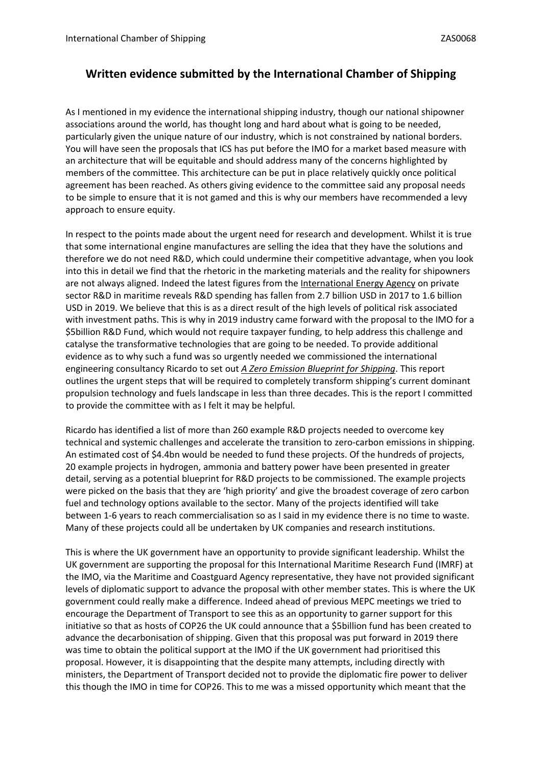# Written evidence submitted by the International Chamber of Shipping

As I mentioned in my evidence the international shipping industry, though our national shipowner associations around the world, has thought long and hard about what is going to be needed, particularly given the unique nature of our industry, which is not constrained by national borders. You will have seen the proposals that ICS has put before the IMO for a market based measure with an architecture that will be equitable and should address many of the concerns highlighted by members of the committee. This architecture can be put in place relatively quickly once political agreement has been reached. As others giving evidence to the committee said any proposal needs to be simple to ensure that it is not gamed and this is why our members have recommended a levy approach to ensure equity.

In respect to the points made about the urgent need for research and development. Whilst it is true that some international engine manufactures are selling the idea that they have the solutions and therefore we do not need R&D, which could undermine their competitive advantage, when you look into this in detail we find that the rhetoric in the marketing materials and the reality for shipowners are not always aligned. Indeed the latest figures from the International Energy Agency on private sector R&D in maritime reveals R&D spending has fallen from 2.7 billion USD in 2017 to 1.6 billion USD in 2019. We believe that this is as a direct result of the high levels of political risk associated with investment paths. This is why in 2019 industry came forward with the proposal to the IMO for a $5billion R&D Fund, which would not require taxpayer funding, to help address this challenge and catalyse the transformative technologies that are going to be needed. To provide additional evidence as to why such a fund was so urgently needed we commissioned the international engineering consultancy Ricardo to set out ***A Zero Emission Blueprint for Shipping***. This report outlines the urgent steps that will be required to completely transform shipping's current dominant propulsion technology and fuels landscape in less than three decades. This is the report I committed to provide the committee with as I felt it may be helpful.

Ricardo has identified a list of more than 260 example R&D projects needed to overcome key technical and systemic challenges and accelerate the transition to zero-carbon emissions in shipping. An estimated cost of $4.4bn would be needed to fund these projects. Of the hundreds of projects, 20 example projects in hydrogen, ammonia and battery power have been presented in greater detail, serving as a potential blueprint for R&D projects to be commissioned. The example projects were picked on the basis that they are 'high priority' and give the broadest coverage of zero carbon fuel and technology options available to the sector. Many of the projects identified will take between 1-6 years to reach commercialisation so as I said in my evidence there is no time to waste. Many of these projects could all be undertaken by UK companies and research institutions.

This is where the UK government have an opportunity to provide significant leadership. Whilst the UK government are supporting the proposal for this International Maritime Research Fund (IMRF) at the IMO, via the Maritime and Coastguard Agency representative, they have not provided significant levels of diplomatic support to advance the proposal with other member states. This is where the UK government could really make a difference. Indeed ahead of previous MEPC meetings we tried to encourage the Department of Transport to see this as an opportunity to garner support for this initiative so that as hosts of COP26 the UK could announce that a $5billion fund has been created to advance the decarbonisation of shipping. Given that this proposal was put forward in 2019 there was time to obtain the political support at the IMO if the UK government had prioritised this proposal. However, it is disappointing that the despite many attempts, including directly with ministers, the Department of Transport decided not to provide the diplomatic fire power to deliver this though the IMO in time for COP26. This to me was a missed opportunity which meant that the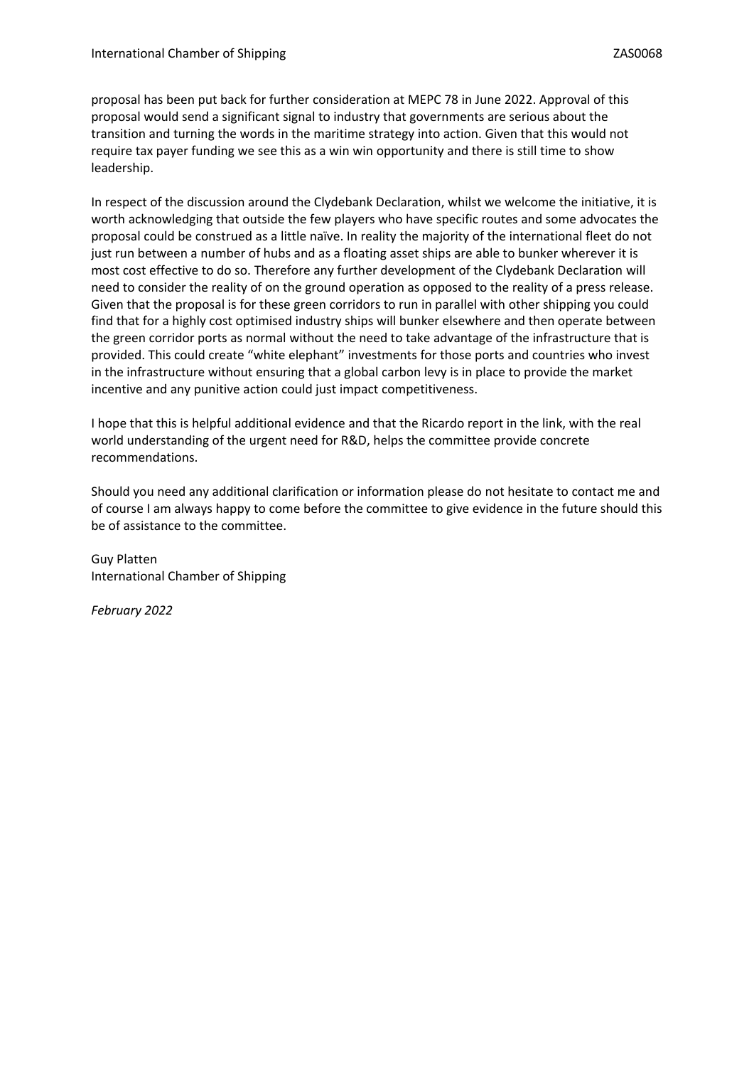proposal has been put back for further consideration at MEPC 78 in June 2022. Approval of this proposal would send a significant signal to industry that governments are serious about the transition and turning the words in the maritime strategy into action. Given that this would not require tax payer funding we see this as a win win opportunity and there is still time to show leadership.

In respect of the discussion around the Clydebank Declaration, whilst we welcome the initiative, it is worth acknowledging that outside the few players who have specific routes and some advocates the proposal could be construed as a little naïve. In reality the majority of the international fleet do not just run between a number of hubs and as a floating asset ships are able to bunker wherever it is most cost effective to do so. Therefore any further development of the Clydebank Declaration will need to consider the reality of on the ground operation as opposed to the reality of a press release. Given that the proposal is for these green corridors to run in parallel with other shipping you could find that for a highly cost optimised industry ships will bunker elsewhere and then operate between the green corridor ports as normal without the need to take advantage of the infrastructure that is provided. This could create "white elephant" investments for those ports and countries who invest in the infrastructure without ensuring that a global carbon levy is in place to provide the market incentive and any punitive action could just impact competitiveness.

I hope that this is helpful additional evidence and that the Ricardo report in the link, with the real world understanding of the urgent need for R&D, helps the committee provide concrete recommendations.

Should you need any additional clarification or information please do not hesitate to contact me and of course I am always happy to come before the committee to give evidence in the future should this be of assistance to the committee.

Guy Platten
International Chamber of Shipping

*February 2022*